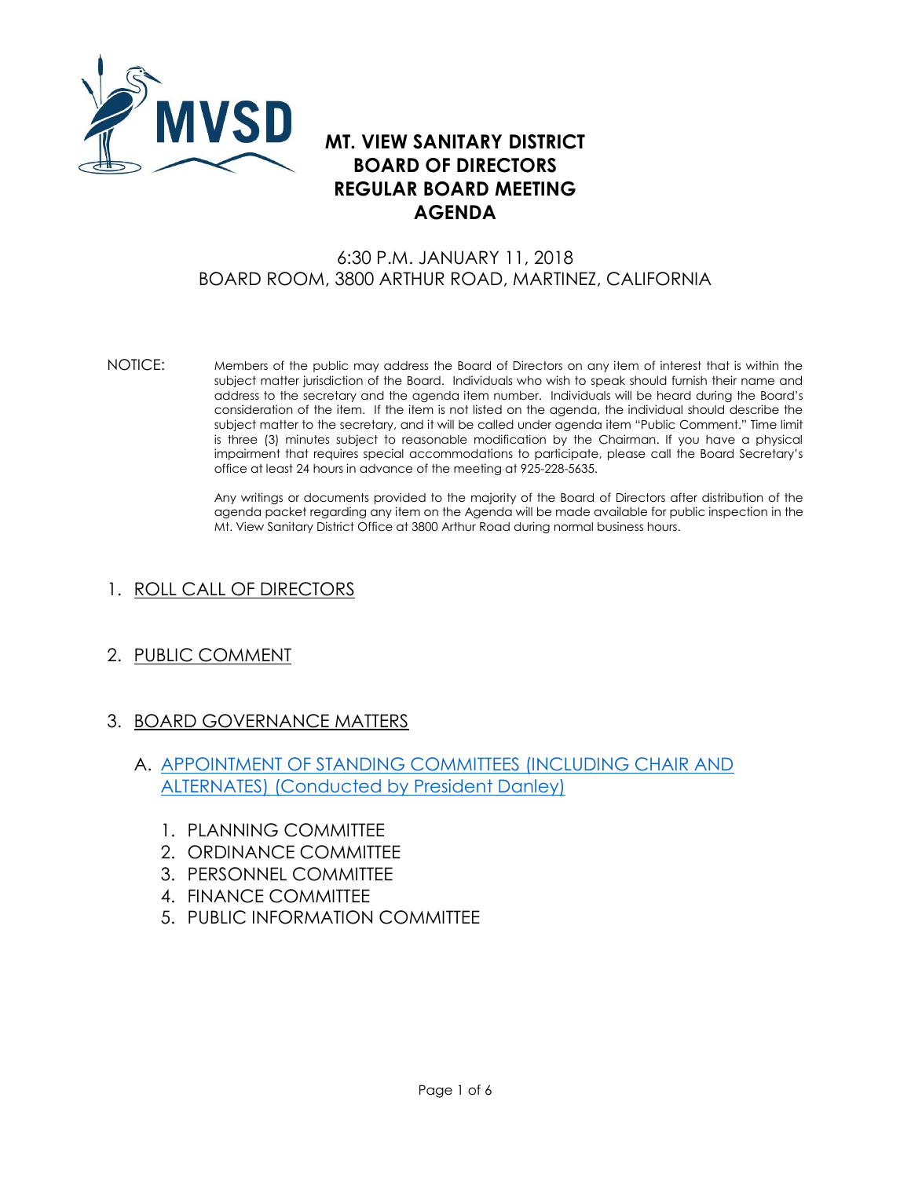# MT. VIEW SANITARY DISTRICT
# BOARD OF DIRECTORS
# REGULAR BOARD MEETING
# AGENDA

6:30 P.M. JANUARY 11, 2018
BOARD ROOM, 3800 ARTHUR ROAD, MARTINEZ, CALIFORNIA

NOTICE: Members of the public may address the Board of Directors on any item of interest that is within the subject matter jurisdiction of the Board. Individuals who wish to speak should furnish their name and address to the secretary and the agenda item number. Individuals will be heard during the Board's consideration of the item. If the item is not listed on the agenda, the individual should describe the subject matter to the secretary, and it will be called under agenda item "Public Comment." Time limit is three (3) minutes subject to reasonable modification by the Chairman. If you have a physical impairment that requires special accommodations to participate, please call the Board Secretary's office at least 24 hours in advance of the meeting at 925-228-5635.

Any writings or documents provided to the majority of the Board of Directors after distribution of the agenda packet regarding any item on the Agenda will be made available for public inspection in the Mt. View Sanitary District Office at 3800 Arthur Road during normal business hours.

1. ROLL CALL OF DIRECTORS

2. PUBLIC COMMENT

3. BOARD GOVERNANCE MATTERS

   A. APPOINTMENT OF STANDING COMMITTEES (INCLUDING CHAIR AND ALTERNATES) (Conducted by President Danley)

      1. PLANNING COMMITTEE
      2. ORDINANCE COMMITTEE
      3. PERSONNEL COMMITTEE
      4. FINANCE COMMITTEE
      5. PUBLIC INFORMATION COMMITTEE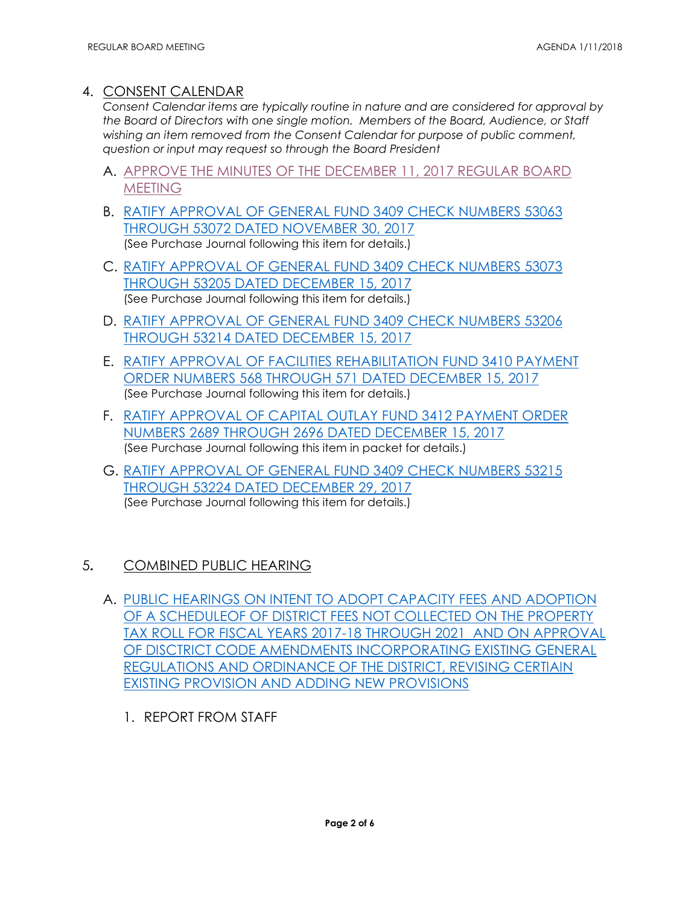## 4. CONSENT CALENDAR

*Consent Calendar items are typically routine in nature and are considered for approval by the Board of Directors with one single motion. Members of the Board, Audience, or Staff wishing an item removed from the Consent Calendar for purpose of public comment, question or input may request so through the Board President*

A. APPROVE THE MINUTES OF THE DECEMBER 11, 2017 REGULAR BOARD MEETING

B. RATIFY APPROVAL OF GENERAL FUND 3409 CHECK NUMBERS 53063 THROUGH 53072 DATED NOVEMBER 30, 2017
(See Purchase Journal following this item for details.)

C. RATIFY APPROVAL OF GENERAL FUND 3409 CHECK NUMBERS 53073 THROUGH 53205 DATED DECEMBER 15, 2017
(See Purchase Journal following this item for details.)

D. RATIFY APPROVAL OF GENERAL FUND 3409 CHECK NUMBERS 53206 THROUGH 53214 DATED DECEMBER 15, 2017

E. RATIFY APPROVAL OF FACILITIES REHABILITATION FUND 3410 PAYMENT ORDER NUMBERS 568 THROUGH 571 DATED DECEMBER 15, 2017
(See Purchase Journal following this item for details.)

F. RATIFY APPROVAL OF CAPITAL OUTLAY FUND 3412 PAYMENT ORDER NUMBERS 2689 THROUGH 2696 DATED DECEMBER 15, 2017
(See Purchase Journal following this item in packet for details.)

G. RATIFY APPROVAL OF GENERAL FUND 3409 CHECK NUMBERS 53215 THROUGH 53224 DATED DECEMBER 29, 2017
(See Purchase Journal following this item for details.)

## 5. COMBINED PUBLIC HEARING

A. PUBLIC HEARINGS ON INTENT TO ADOPT CAPACITY FEES AND ADOPTION OF A SCHEDULEOF OF DISTRICT FEES NOT COLLECTED ON THE PROPERTY TAX ROLL FOR FISCAL YEARS 2017-18 THROUGH 2021 AND ON APPROVAL OF DISCTRICT CODE AMENDMENTS INCORPORATING EXISTING GENERAL REGULATIONS AND ORDINANCE OF THE DISTRICT, REVISING CERTIAIN EXISTING PROVISION AND ADDING NEW PROVISIONS

1. REPORT FROM STAFF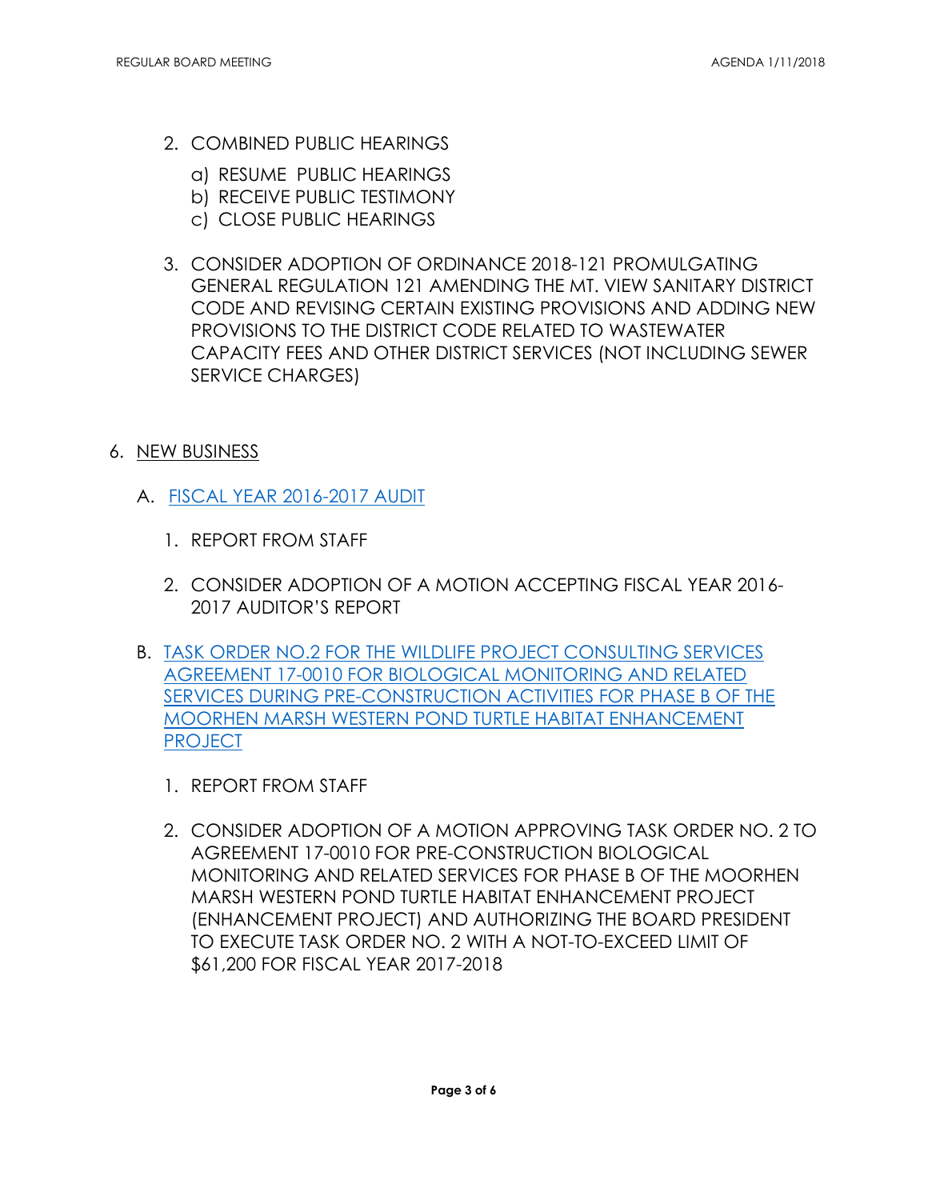2. COMBINED PUBLIC HEARINGS

   a) RESUME PUBLIC HEARINGS
   b) RECEIVE PUBLIC TESTIMONY
   c) CLOSE PUBLIC HEARINGS

3. CONSIDER ADOPTION OF ORDINANCE 2018-121 PROMULGATING GENERAL REGULATION 121 AMENDING THE MT. VIEW SANITARY DISTRICT CODE AND REVISING CERTAIN EXISTING PROVISIONS AND ADDING NEW PROVISIONS TO THE DISTRICT CODE RELATED TO WASTEWATER CAPACITY FEES AND OTHER DISTRICT SERVICES (NOT INCLUDING SEWER SERVICE CHARGES)

6. <u>NEW BUSINESS</u>

   A. <u>FISCAL YEAR 2016-2017 AUDIT</u>

      1. REPORT FROM STAFF

      2. CONSIDER ADOPTION OF A MOTION ACCEPTING FISCAL YEAR 2016-2017 AUDITOR'S REPORT

   B. <u>TASK ORDER NO.2 FOR THE WILDLIFE PROJECT CONSULTING SERVICES AGREEMENT 17-0010 FOR BIOLOGICAL MONITORING AND RELATED SERVICES DURING PRE-CONSTRUCTION ACTIVITIES FOR PHASE B OF THE MOORHEN MARSH WESTERN POND TURTLE HABITAT ENHANCEMENT PROJECT</u>

      1. REPORT FROM STAFF

      2. CONSIDER ADOPTION OF A MOTION APPROVING TASK ORDER NO. 2 TO AGREEMENT 17-0010 FOR PRE-CONSTRUCTION BIOLOGICAL MONITORING AND RELATED SERVICES FOR PHASE B OF THE MOORHEN MARSH WESTERN POND TURTLE HABITAT ENHANCEMENT PROJECT (ENHANCEMENT PROJECT) AND AUTHORIZING THE BOARD PRESIDENT TO EXECUTE TASK ORDER NO. 2 WITH A NOT-TO-EXCEED LIMIT OF $61,200 FOR FISCAL YEAR 2017-2018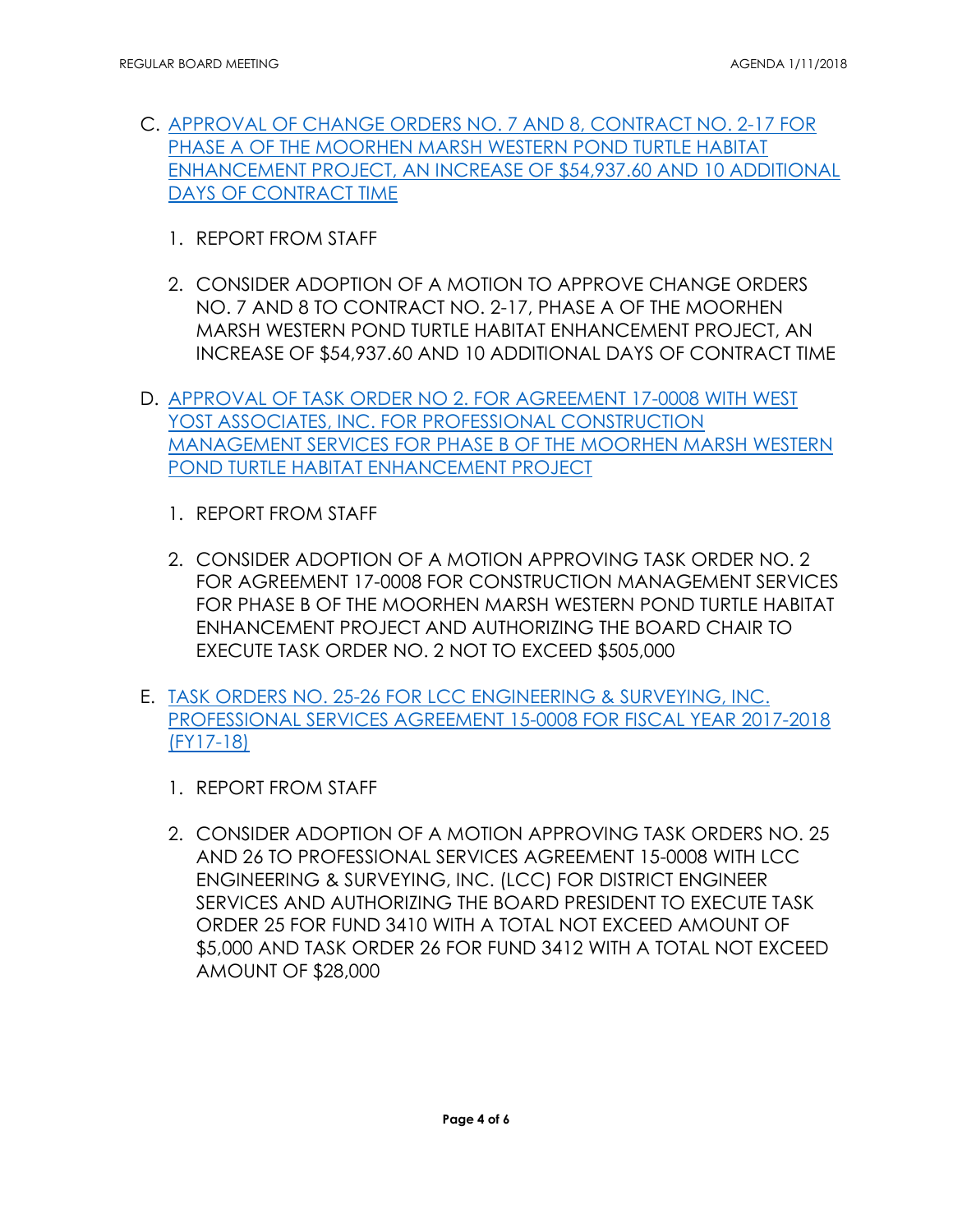C. APPROVAL OF CHANGE ORDERS NO. 7 AND 8, CONTRACT NO. 2-17 FOR PHASE A OF THE MOORHEN MARSH WESTERN POND TURTLE HABITAT ENHANCEMENT PROJECT, AN INCREASE OF $54,937.60 AND 10 ADDITIONAL DAYS OF CONTRACT TIME

1. REPORT FROM STAFF

2. CONSIDER ADOPTION OF A MOTION TO APPROVE CHANGE ORDERS NO. 7 AND 8 TO CONTRACT NO. 2-17, PHASE A OF THE MOORHEN MARSH WESTERN POND TURTLE HABITAT ENHANCEMENT PROJECT, AN INCREASE OF $54,937.60 AND 10 ADDITIONAL DAYS OF CONTRACT TIME

D. APPROVAL OF TASK ORDER NO 2. FOR AGREEMENT 17-0008 WITH WEST YOST ASSOCIATES, INC. FOR PROFESSIONAL CONSTRUCTION MANAGEMENT SERVICES FOR PHASE B OF THE MOORHEN MARSH WESTERN POND TURTLE HABITAT ENHANCEMENT PROJECT

1. REPORT FROM STAFF

2. CONSIDER ADOPTION OF A MOTION APPROVING TASK ORDER NO. 2 FOR AGREEMENT 17-0008 FOR CONSTRUCTION MANAGEMENT SERVICES FOR PHASE B OF THE MOORHEN MARSH WESTERN POND TURTLE HABITAT ENHANCEMENT PROJECT AND AUTHORIZING THE BOARD CHAIR TO EXECUTE TASK ORDER NO. 2 NOT TO EXCEED $505,000

E. TASK ORDERS NO. 25-26 FOR LCC ENGINEERING & SURVEYING, INC. PROFESSIONAL SERVICES AGREEMENT 15-0008 FOR FISCAL YEAR 2017-2018 (FY17-18)

1. REPORT FROM STAFF

2. CONSIDER ADOPTION OF A MOTION APPROVING TASK ORDERS NO. 25 AND 26 TO PROFESSIONAL SERVICES AGREEMENT 15-0008 WITH LCC ENGINEERING & SURVEYING, INC. (LCC) FOR DISTRICT ENGINEER SERVICES AND AUTHORIZING THE BOARD PRESIDENT TO EXECUTE TASK ORDER 25 FOR FUND 3410 WITH A TOTAL NOT EXCEED AMOUNT OF $5,000 AND TASK ORDER 26 FOR FUND 3412 WITH A TOTAL NOT EXCEED AMOUNT OF $28,000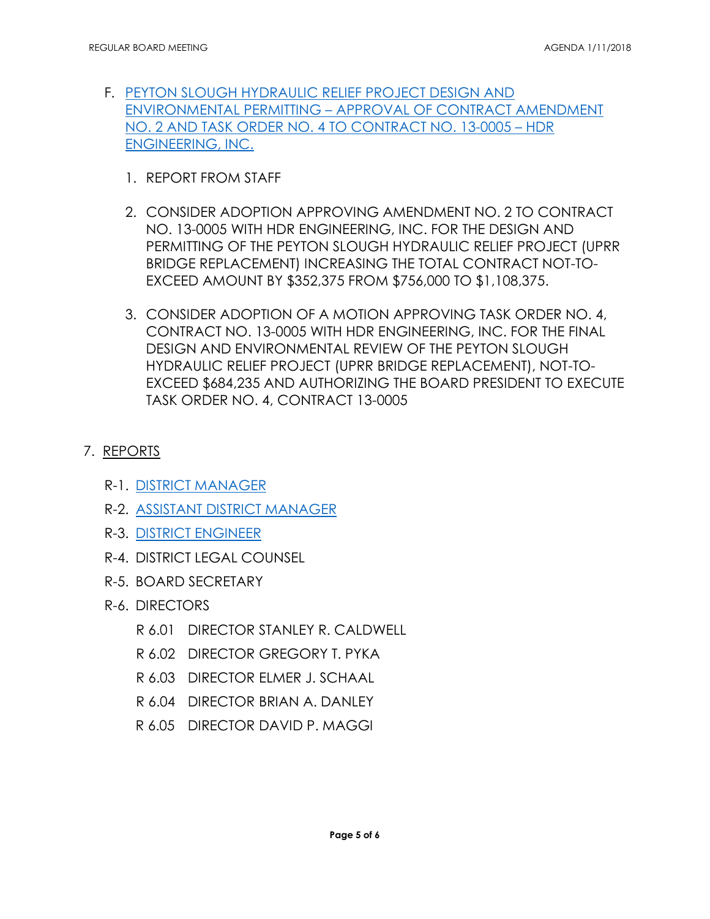F. PEYTON SLOUGH HYDRAULIC RELIEF PROJECT DESIGN AND ENVIRONMENTAL PERMITTING – APPROVAL OF CONTRACT AMENDMENT NO. 2 AND TASK ORDER NO. 4 TO CONTRACT NO. 13-0005 – HDR ENGINEERING, INC.

1. REPORT FROM STAFF

2. CONSIDER ADOPTION APPROVING AMENDMENT NO. 2 TO CONTRACT NO. 13-0005 WITH HDR ENGINEERING, INC. FOR THE DESIGN AND PERMITTING OF THE PEYTON SLOUGH HYDRAULIC RELIEF PROJECT (UPRR BRIDGE REPLACEMENT) INCREASING THE TOTAL CONTRACT NOT-TO-EXCEED AMOUNT BY $352,375 FROM $756,000 TO $1,108,375.

3. CONSIDER ADOPTION OF A MOTION APPROVING TASK ORDER NO. 4, CONTRACT NO. 13-0005 WITH HDR ENGINEERING, INC. FOR THE FINAL DESIGN AND ENVIRONMENTAL REVIEW OF THE PEYTON SLOUGH HYDRAULIC RELIEF PROJECT (UPRR BRIDGE REPLACEMENT), NOT-TO-EXCEED $684,235 AND AUTHORIZING THE BOARD PRESIDENT TO EXECUTE TASK ORDER NO. 4, CONTRACT 13-0005

7. REPORTS

R-1. DISTRICT MANAGER

R-2. ASSISTANT DISTRICT MANAGER

R-3. DISTRICT ENGINEER

R-4. DISTRICT LEGAL COUNSEL

R-5. BOARD SECRETARY

R-6. DIRECTORS

R 6.01 DIRECTOR STANLEY R. CALDWELL

R 6.02 DIRECTOR GREGORY T. PYKA

R 6.03 DIRECTOR ELMER J. SCHAAL

R 6.04 DIRECTOR BRIAN A. DANLEY

R 6.05 DIRECTOR DAVID P. MAGGI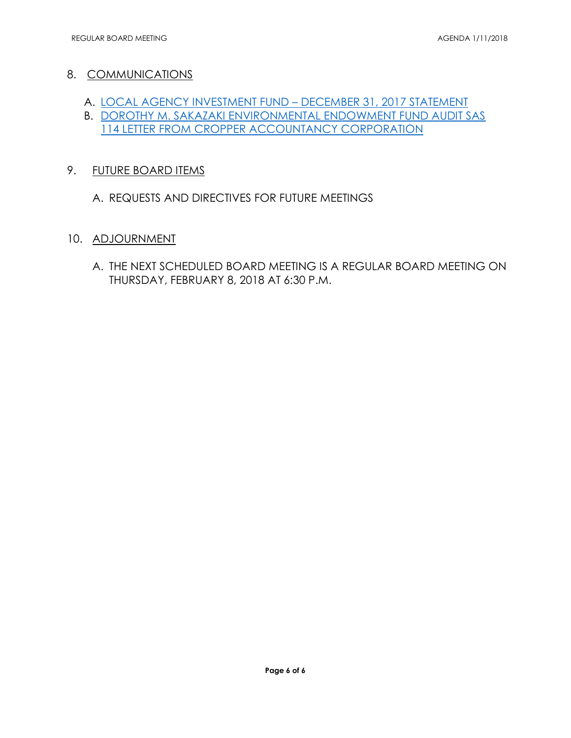## 8. COMMUNICATIONS

A. LOCAL AGENCY INVESTMENT FUND – DECEMBER 31, 2017 STATEMENT

B. DOROTHY M. SAKAZAKI ENVIRONMENTAL ENDOWMENT FUND AUDIT SAS 114 LETTER FROM CROPPER ACCOUNTANCY CORPORATION

## 9. FUTURE BOARD ITEMS

A. REQUESTS AND DIRECTIVES FOR FUTURE MEETINGS

## 10. ADJOURNMENT

A. THE NEXT SCHEDULED BOARD MEETING IS A REGULAR BOARD MEETING ON THURSDAY, FEBRUARY 8, 2018 AT 6:30 P.M.